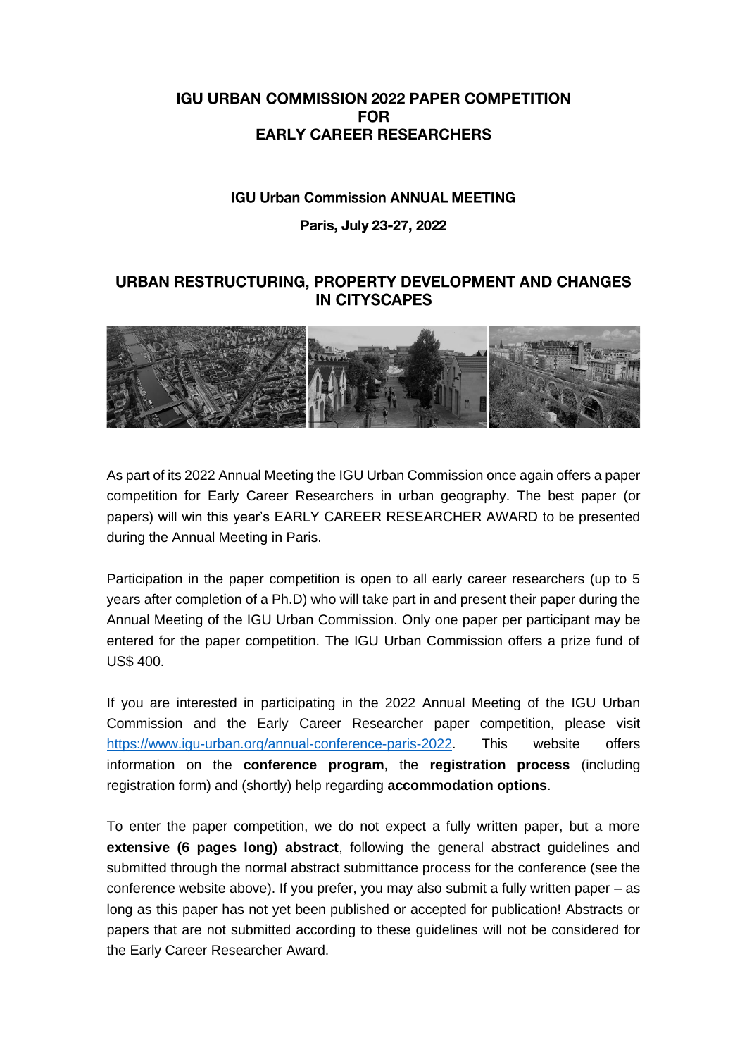# IGU URBAN COMMISSION 2022 PAPER COMPETITION FOR EARLY CAREER RESEARCHERS

### IGU Urban Commission ANNUAL MEETING

**Paris, July 23-27, 2022**

## URBAN RESTRUCTURING, PROPERTY DEVELOPMENT AND CHANGES IN CITYSCAPES

As part of its 2022 Annual Meeting the IGU Urban Commission once again offers a paper competition for Early Career Researchers in urban geography. The best paper (or papers) will win this year's EARLY CAREER RESEARCHER AWARD to be presented during the Annual Meeting in Paris.

Participation in the paper competition is open to all early career researchers (up to 5 years after completion of a Ph.D) who will take part in and present their paper during the Annual Meeting of the IGU Urban Commission. Only one paper per participant may be entered for the paper competition. The IGU Urban Commission offers a prize fund of US$ 400.

If you are interested in participating in the 2022 Annual Meeting of the IGU Urban Commission and the Early Career Researcher paper competition, please visit https://www.igu-urban.org/annual-conference-paris-2022. This website offers information on the **conference program**, the **registration process** (including registration form) and (shortly) help regarding **accommodation options**.

To enter the paper competition, we do not expect a fully written paper, but a more **extensive (6 pages long) abstract**, following the general abstract guidelines and submitted through the normal abstract submittance process for the conference (see the conference website above). If you prefer, you may also submit a fully written paper – as long as this paper has not yet been published or accepted for publication! Abstracts or papers that are not submitted according to these guidelines will not be considered for the Early Career Researcher Award.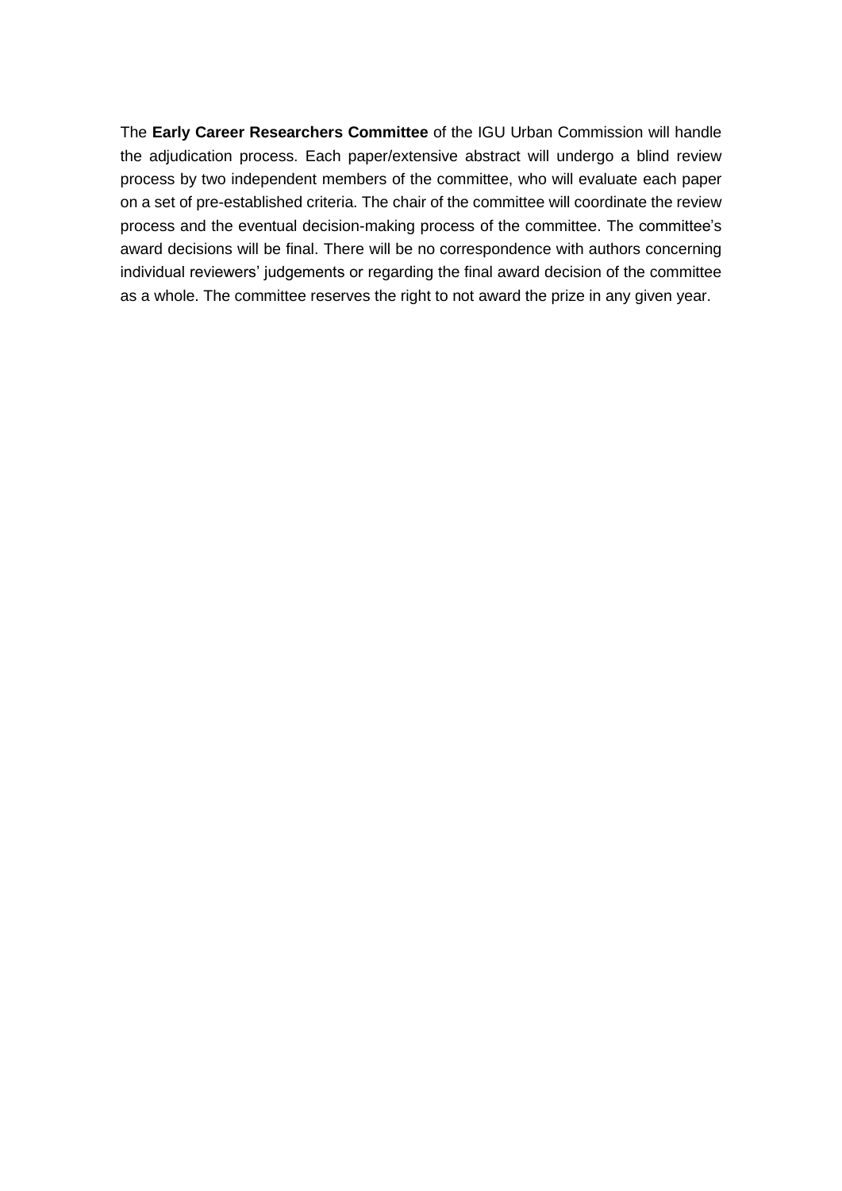The **Early Career Researchers Committee** of the IGU Urban Commission will handle the adjudication process. Each paper/extensive abstract will undergo a blind review process by two independent members of the committee, who will evaluate each paper on a set of pre-established criteria. The chair of the committee will coordinate the review process and the eventual decision-making process of the committee. The committee's award decisions will be final. There will be no correspondence with authors concerning individual reviewers' judgements or regarding the final award decision of the committee as a whole. The committee reserves the right to not award the prize in any given year.